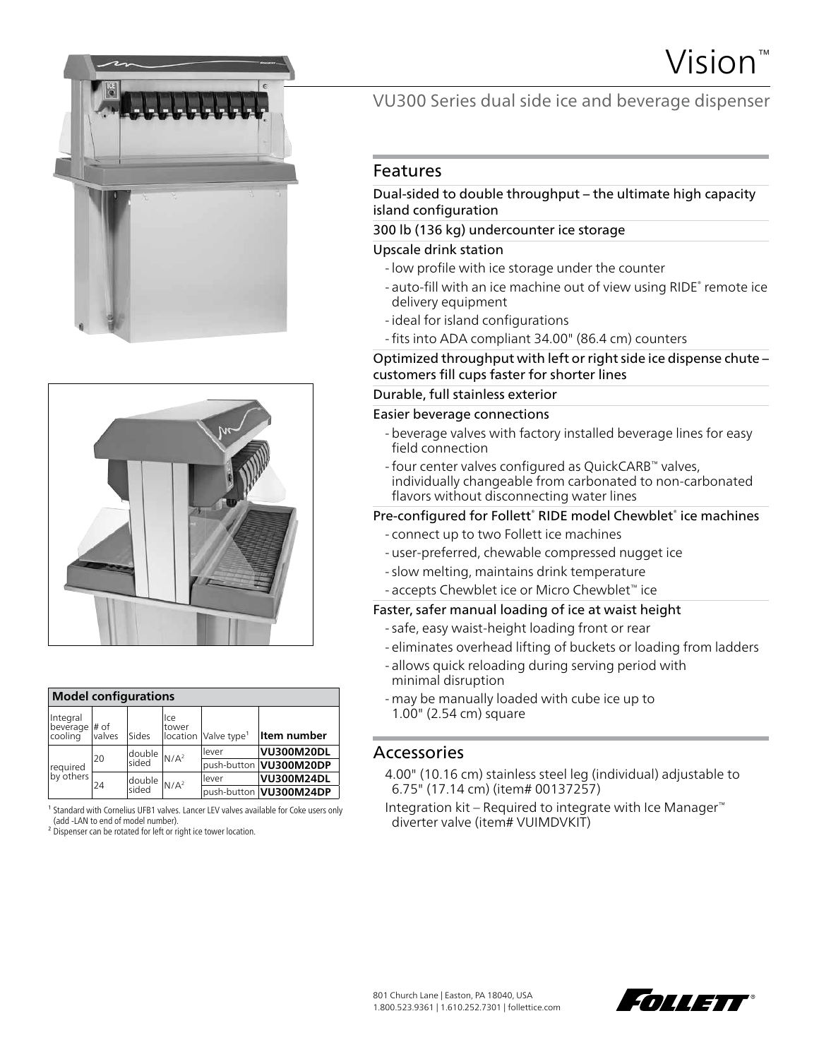# Vision™

## VU300 Series dual side ice and beverage dispenser

## Features

**Dual-sided to double throughput – the ultimate high capacity island configuration**

**300 lb (136 kg) undercounter ice storage**

**Upscale drink station**

- low profile with ice storage under the counter
- auto-fill with an ice machine out of view using RIDE® remote ice delivery equipment
- ideal for island configurations
- fits into ADA compliant 34.00" (86.4 cm) counters

**Optimized throughput with left or right side ice dispense chute – customers fill cups faster for shorter lines**

**Durable, full stainless exterior**

**Easier beverage connections**

- beverage valves with factory installed beverage lines for easy field connection
- four center valves configured as QuickCARB™ valves, individually changeable from carbonated to non-carbonated flavors without disconnecting water lines

**Pre-configured for Follett® RIDE model Chewblet® ice machines**

- connect up to two Follett ice machines
- user-preferred, chewable compressed nugget ice
- slow melting, maintains drink temperature
- accepts Chewblet ice or Micro Chewblet™ ice

**Faster, safer manual loading of ice at waist height**

- safe, easy waist-height loading front or rear
- eliminates overhead lifting of buckets or loading from ladders
- allows quick reloading during serving period with minimal disruption
- may be manually loaded with cube ice up to 1.00" (2.54 cm) square

## Accessories

4.00" (10.16 cm) stainless steel leg (individual) adjustable to 6.75" (17.14 cm) (item# 00137257)

Integration kit – Required to integrate with Ice Manager™ diverter valve (item# VUIMDVKIT)

**Model configurations**

| Integral beverage cooling | # of valves | Sides | Ice tower location | Valve type[1] | Item number |
|---|---|---|---|---|---|
| required by others | 20 | double sided | N/A[2] | lever | **VU300M20DL** |
| | | | | push-button | **VU300M20DP** |
| | 24 | double sided | N/A[2] | lever | **VU300M24DL** |
| | | | | push-button | **VU300M24DP** |

[1] Standard with Cornelius UFB1 valves. Lancer LEV valves available for Coke users only (add -LAN to end of model number).

[2] Dispenser can be rotated for left or right ice tower location.

801 Church Lane | Easton, PA 18040, USA
1.800.523.9361 | 1.610.252.7301 | follettice.com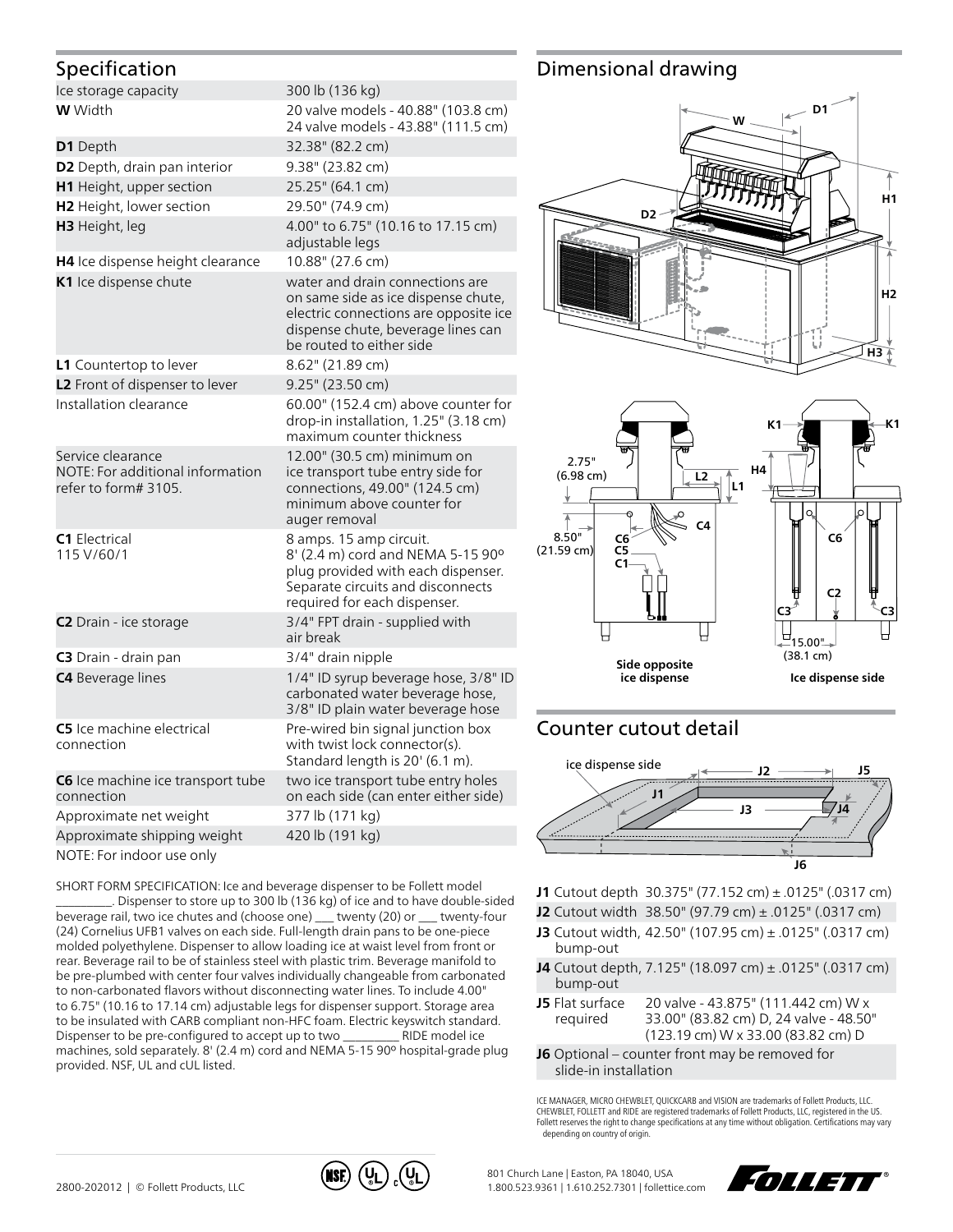## Specification

| | |
|---|---|
| Ice storage capacity | 300 lb (136 kg) |
| **W** Width | 20 valve models - 40.88" (103.8 cm)<br>24 valve models - 43.88" (111.5 cm) |
| **D1** Depth | 32.38" (82.2 cm) |
| **D2** Depth, drain pan interior | 9.38" (23.82 cm) |
| **H1** Height, upper section | 25.25" (64.1 cm) |
| **H2** Height, lower section | 29.50" (74.9 cm) |
| **H3** Height, leg | 4.00" to 6.75" (10.16 to 17.15 cm) adjustable legs |
| **H4** Ice dispense height clearance | 10.88" (27.6 cm) |
| **K1** Ice dispense chute | water and drain connections are on same side as ice dispense chute, electric connections are opposite ice dispense chute, beverage lines can be routed to either side |
| **L1** Countertop to lever | 8.62" (21.89 cm) |
| **L2** Front of dispenser to lever | 9.25" (23.50 cm) |
| Installation clearance | 60.00" (152.4 cm) above counter for drop-in installation, 1.25" (3.18 cm) maximum counter thickness |
| Service clearance<br>NOTE: For additional information refer to form# 3105. | 12.00" (30.5 cm) minimum on ice transport tube entry side for connections, 49.00" (124.5 cm) minimum above counter for auger removal |
| **C1** Electrical<br>115 V/60/1 | 8 amps. 15 amp circuit.<br>8' (2.4 m) cord and NEMA 5-15 90º plug provided with each dispenser. Separate circuits and disconnects required for each dispenser. |
| **C2** Drain - ice storage | 3/4" FPT drain - supplied with air break |
| **C3** Drain - drain pan | 3/4" drain nipple |
| **C4** Beverage lines | 1/4" ID syrup beverage hose, 3/8" ID carbonated water beverage hose, 3/8" ID plain water beverage hose |
| **C5** Ice machine electrical connection | Pre-wired bin signal junction box with twist lock connector(s). Standard length is 20' (6.1 m). |
| **C6** Ice machine ice transport tube connection | two ice transport tube entry holes on each side (can enter either side) |
| Approximate net weight | 377 lb (171 kg) |
| Approximate shipping weight | 420 lb (191 kg) |

NOTE: For indoor use only

SHORT FORM SPECIFICATION: Ice and beverage dispenser to be Follett model _________. Dispenser to store up to 300 lb (136 kg) of ice and to have double-sided beverage rail, two ice chutes and (choose one) ___ twenty (20) or ___ twenty-four (24) Cornelius UFB1 valves on each side. Full-length drain pans to be one-piece molded polyethylene. Dispenser to allow loading ice at waist level from front or rear. Beverage rail to be of stainless steel with plastic trim. Beverage manifold to be pre-plumbed with center four valves individually changeable from carbonated to non-carbonated flavors without disconnecting water lines. To include 4.00" to 6.75" (10.16 to 17.14 cm) adjustable legs for dispenser support. Storage area to be insulated with CARB compliant non-HFC foam. Electric keyswitch standard. Dispenser to be pre-configured to accept up to two _________ RIDE model ice machines, sold separately. 8' (2.4 m) cord and NEMA 5-15 90º hospital-grade plug provided. NSF, UL and cUL listed.

## Dimensional drawing

W
D1
D2
H1
H2
H3

2.75" (6.98 cm)
8.50" (21.59 cm)
L2
L1
C4
C6
C5
C1
K1
K1
H4
C6
C2
C3
C3
15.00" (38.1 cm)

Side opposite ice dispense

Ice dispense side

## Counter cutout detail

ice dispense side
J1
J2
J3
J4
J5
J6

| | |
|---|---|
| **J1** Cutout depth | 30.375" (77.152 cm) ± .0125" (.0317 cm) |
| **J2** Cutout width | 38.50" (97.79 cm) ± .0125" (.0317 cm) |
| **J3** Cutout width, bump-out | 42.50" (107.95 cm) ± .0125" (.0317 cm) |
| **J4** Cutout depth, bump-out | 7.125" (18.097 cm) ± .0125" (.0317 cm) |
| **J5** Flat surface required | 20 valve - 43.875" (111.442 cm) W x 33.00" (83.82 cm) D, 24 valve - 48.50" (123.19 cm) W x 33.00 (83.82 cm) D |
| **J6** Optional – counter front may be removed for slide-in installation | |

ICE MANAGER, MICRO CHEWBLET, QUICKCARB and VISION are trademarks of Follett Products, LLC. CHEWBLET, FOLLETT and RIDE are registered trademarks of Follett Products, LLC, registered in the US. Follett reserves the right to change specifications at any time without obligation. Certifications may vary depending on country of origin.

2800-202012 | © Follett Products, LLC

801 Church Lane | Easton, PA 18040, USA
1.800.523.9361 | 1.610.252.7301 | follettice.com